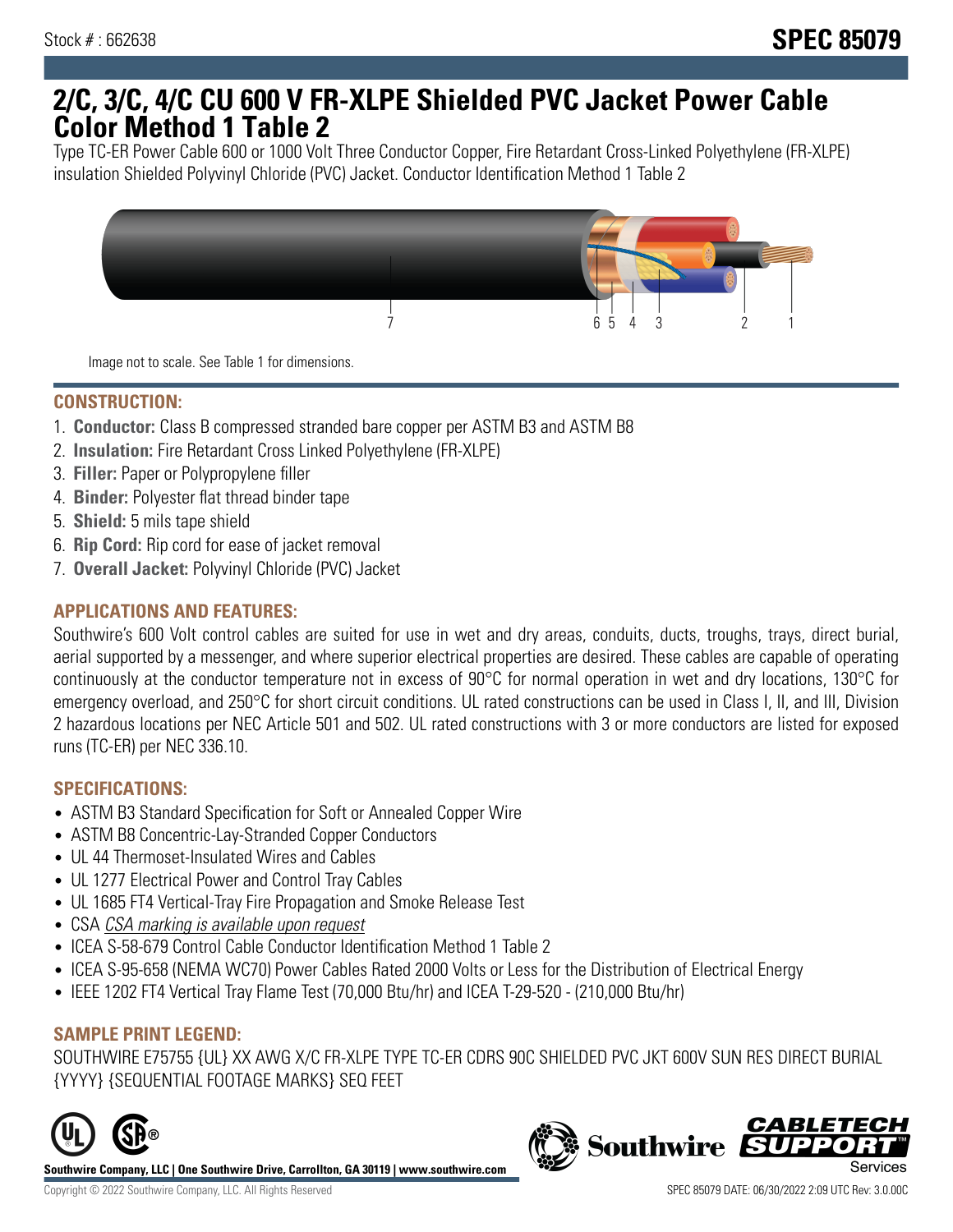Stock # : 662638

# SPEC 85079

# 2/C, 3/C, 4/C CU 600 V FR-XLPE Shielded PVC Jacket Power Cable Color Method 1 Table 2

Type TC-ER Power Cable 600 or 1000 Volt Three Conductor Copper, Fire Retardant Cross-Linked Polyethylene (FR-XLPE) insulation Shielded Polyvinyl Chloride (PVC) Jacket. Conductor Identification Method 1 Table 2

7 6 5 4 3 2 1

Image not to scale. See Table 1 for dimensions.

## CONSTRUCTION:

1. **Conductor:** Class B compressed stranded bare copper per ASTM B3 and ASTM B8
2. **Insulation:** Fire Retardant Cross Linked Polyethylene (FR-XLPE)
3. **Filler:** Paper or Polypropylene filler
4. **Binder:** Polyester flat thread binder tape
5. **Shield:** 5 mils tape shield
6. **Rip Cord:** Rip cord for ease of jacket removal
7. **Overall Jacket:** Polyvinyl Chloride (PVC) Jacket

## APPLICATIONS AND FEATURES:

Southwire's 600 Volt control cables are suited for use in wet and dry areas, conduits, ducts, troughs, trays, direct burial, aerial supported by a messenger, and where superior electrical properties are desired. These cables are capable of operating continuously at the conductor temperature not in excess of 90°C for normal operation in wet and dry locations, 130°C for emergency overload, and 250°C for short circuit conditions. UL rated constructions can be used in Class I, II, and III, Division 2 hazardous locations per NEC Article 501 and 502. UL rated constructions with 3 or more conductors are listed for exposed runs (TC-ER) per NEC 336.10.

## SPECIFICATIONS:

- ASTM B3 Standard Specification for Soft or Annealed Copper Wire
- ASTM B8 Concentric-Lay-Stranded Copper Conductors
- UL 44 Thermoset-Insulated Wires and Cables
- UL 1277 Electrical Power and Control Tray Cables
- UL 1685 FT4 Vertical-Tray Fire Propagation and Smoke Release Test
- CSA *CSA marking is available upon request*
- ICEA S-58-679 Control Cable Conductor Identification Method 1 Table 2
- ICEA S-95-658 (NEMA WC70) Power Cables Rated 2000 Volts or Less for the Distribution of Electrical Energy
- IEEE 1202 FT4 Vertical Tray Flame Test (70,000 Btu/hr) and ICEA T-29-520 - (210,000 Btu/hr)

## SAMPLE PRINT LEGEND:

SOUTHWIRE E75755 {UL} XX AWG X/C FR-XLPE TYPE TC-ER CDRS 90C SHIELDED PVC JKT 600V SUN RES DIRECT BURIAL {YYYY} {SEQUENTIAL FOOTAGE MARKS} SEQ FEET

**Southwire Company, LLC | One Southwire Drive, Carrollton, GA 30119 | www.southwire.com**

Copyright © 2022 Southwire Company, LLC. All Rights Reserved

SPEC 85079 DATE: 06/30/2022 2:09 UTC Rev: 3.0.00C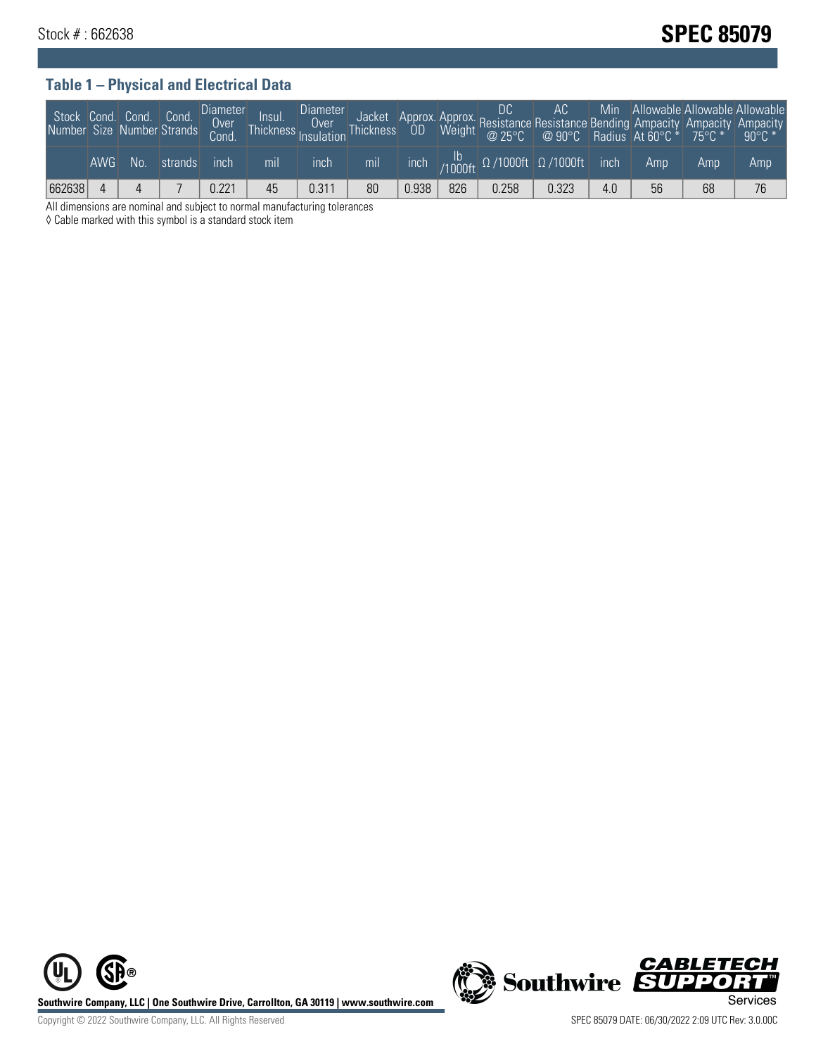## Table 1 – Physical and Electrical Data

| Stock Number | Cond. Size | Cond. Number | Cond. Strands | Diameter Over Cond. | Insul. Thickness | Diameter Over Insulation | Jacket Thickness | Approx. OD | Approx. Weight | DC Resistance @ 25°C | AC Resistance @ 90°C | Min Bending Radius | Allowable Ampacity At 60°C * | Allowable Ampacity 75°C * | Allowable Ampacity 90°C * |
|---|---|---|---|---|---|---|---|---|---|---|---|---|---|---|---|
| | AWG | No. | strands | inch | mil | inch | mil | inch | lb /1000ft | Ω /1000ft | Ω /1000ft | inch | Amp | Amp | Amp |
| 662638 | 4 | 4 | 7 | 0.221 | 45 | 0.311 | 80 | 0.938 | 826 | 0.258 | 0.323 | 4.0 | 56 | 68 | 76 |

All dimensions are nominal and subject to normal manufacturing tolerances

◊ Cable marked with this symbol is a standard stock item

Southwire Company, LLC | One Southwire Drive, Carrollton, GA 30119 | www.southwire.com

Copyright © 2022 Southwire Company, LLC. All Rights Reserved

SPEC 85079 DATE: 06/30/2022 2:09 UTC Rev: 3.0.00C